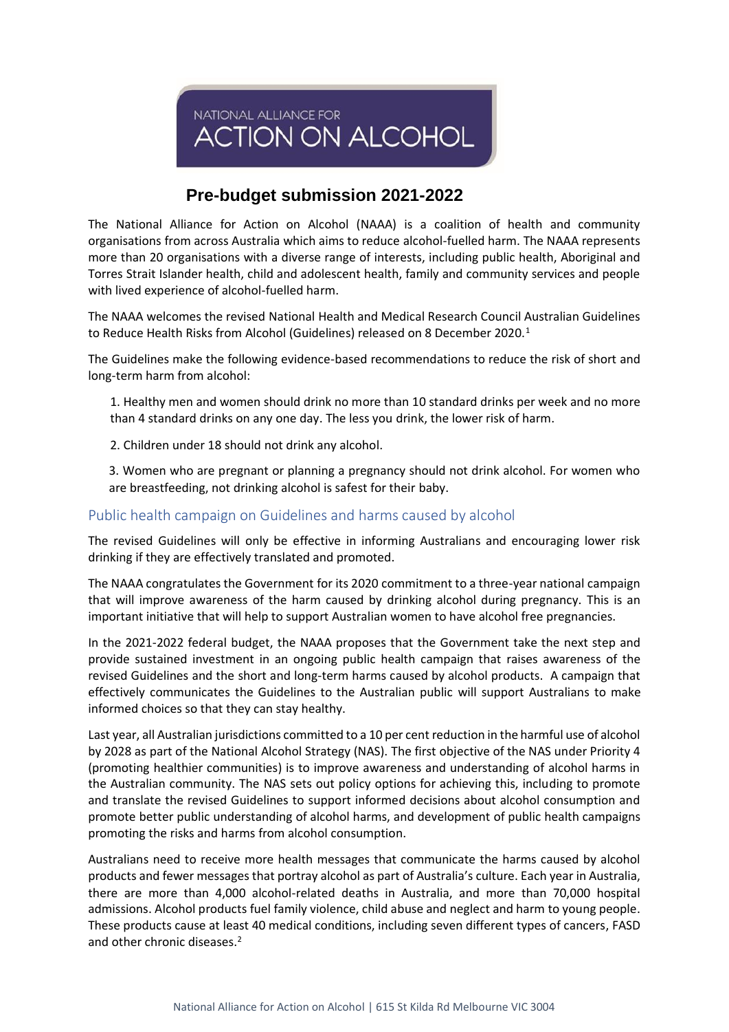NATIONAL ALLIANCE FOR
ACTION ON ALCOHOL

# Pre-budget submission 2021-2022

The National Alliance for Action on Alcohol (NAAA) is a coalition of health and community organisations from across Australia which aims to reduce alcohol-fuelled harm. The NAAA represents more than 20 organisations with a diverse range of interests, including public health, Aboriginal and Torres Strait Islander health, child and adolescent health, family and community services and people with lived experience of alcohol-fuelled harm.

The NAAA welcomes the revised National Health and Medical Research Council Australian Guidelines to Reduce Health Risks from Alcohol (Guidelines) released on 8 December 2020.[1]

The Guidelines make the following evidence-based recommendations to reduce the risk of short and long-term harm from alcohol:

1. Healthy men and women should drink no more than 10 standard drinks per week and no more than 4 standard drinks on any one day. The less you drink, the lower risk of harm.
2. Children under 18 should not drink any alcohol.
3. Women who are pregnant or planning a pregnancy should not drink alcohol. For women who are breastfeeding, not drinking alcohol is safest for their baby.

## Public health campaign on Guidelines and harms caused by alcohol

The revised Guidelines will only be effective in informing Australians and encouraging lower risk drinking if they are effectively translated and promoted.

The NAAA congratulates the Government for its 2020 commitment to a three-year national campaign that will improve awareness of the harm caused by drinking alcohol during pregnancy. This is an important initiative that will help to support Australian women to have alcohol free pregnancies.

In the 2021-2022 federal budget, the NAAA proposes that the Government take the next step and provide sustained investment in an ongoing public health campaign that raises awareness of the revised Guidelines and the short and long-term harms caused by alcohol products. A campaign that effectively communicates the Guidelines to the Australian public will support Australians to make informed choices so that they can stay healthy.

Last year, all Australian jurisdictions committed to a 10 per cent reduction in the harmful use of alcohol by 2028 as part of the National Alcohol Strategy (NAS). The first objective of the NAS under Priority 4 (promoting healthier communities) is to improve awareness and understanding of alcohol harms in the Australian community. The NAS sets out policy options for achieving this, including to promote and translate the revised Guidelines to support informed decisions about alcohol consumption and promote better public understanding of alcohol harms, and development of public health campaigns promoting the risks and harms from alcohol consumption.

Australians need to receive more health messages that communicate the harms caused by alcohol products and fewer messages that portray alcohol as part of Australia's culture. Each year in Australia, there are more than 4,000 alcohol-related deaths in Australia, and more than 70,000 hospital admissions. Alcohol products fuel family violence, child abuse and neglect and harm to young people. These products cause at least 40 medical conditions, including seven different types of cancers, FASD and other chronic diseases.[2]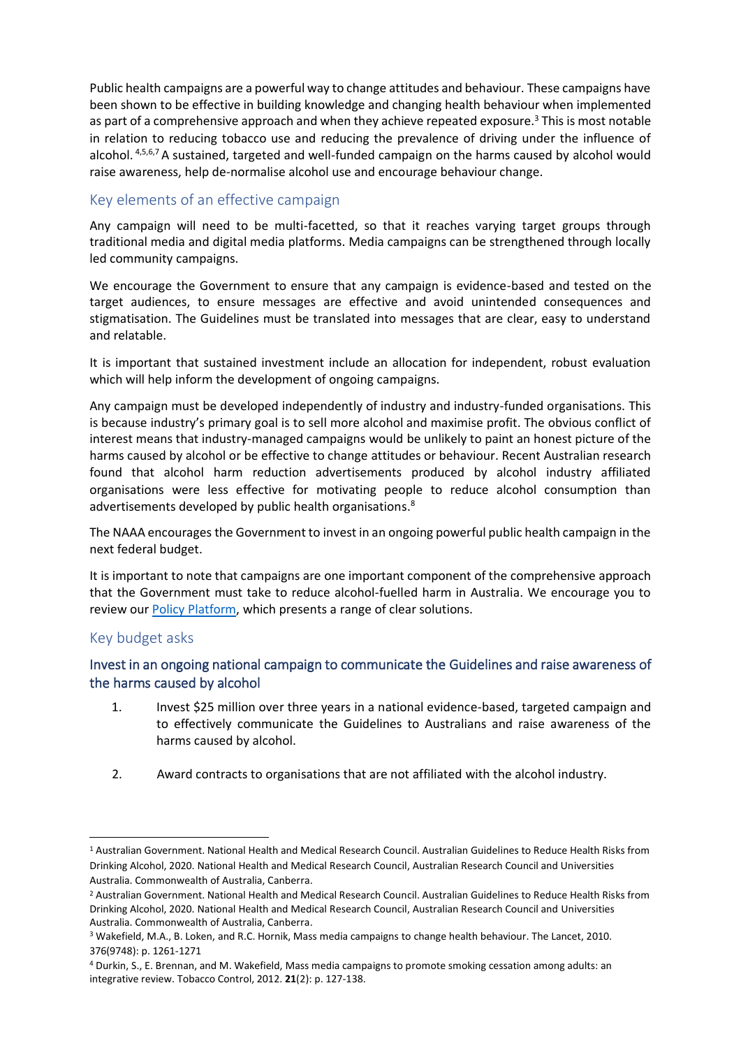Public health campaigns are a powerful way to change attitudes and behaviour. These campaigns have been shown to be effective in building knowledge and changing health behaviour when implemented as part of a comprehensive approach and when they achieve repeated exposure.[3] This is most notable in relation to reducing tobacco use and reducing the prevalence of driving under the influence of alcohol.[4,5,6,7] A sustained, targeted and well-funded campaign on the harms caused by alcohol would raise awareness, help de-normalise alcohol use and encourage behaviour change.

## Key elements of an effective campaign

Any campaign will need to be multi-facetted, so that it reaches varying target groups through traditional media and digital media platforms. Media campaigns can be strengthened through locally led community campaigns.

We encourage the Government to ensure that any campaign is evidence-based and tested on the target audiences, to ensure messages are effective and avoid unintended consequences and stigmatisation. The Guidelines must be translated into messages that are clear, easy to understand and relatable.

It is important that sustained investment include an allocation for independent, robust evaluation which will help inform the development of ongoing campaigns.

Any campaign must be developed independently of industry and industry-funded organisations. This is because industry's primary goal is to sell more alcohol and maximise profit. The obvious conflict of interest means that industry-managed campaigns would be unlikely to paint an honest picture of the harms caused by alcohol or be effective to change attitudes or behaviour. Recent Australian research found that alcohol harm reduction advertisements produced by alcohol industry affiliated organisations were less effective for motivating people to reduce alcohol consumption than advertisements developed by public health organisations.[8]

The NAAA encourages the Government to invest in an ongoing powerful public health campaign in the next federal budget.

It is important to note that campaigns are one important component of the comprehensive approach that the Government must take to reduce alcohol-fuelled harm in Australia. We encourage you to review our Policy Platform, which presents a range of clear solutions.

## Key budget asks

### Invest in an ongoing national campaign to communicate the Guidelines and raise awareness of the harms caused by alcohol

1. Invest $25 million over three years in a national evidence-based, targeted campaign and to effectively communicate the Guidelines to Australians and raise awareness of the harms caused by alcohol.

2. Award contracts to organisations that are not affiliated with the alcohol industry.

---

[1] Australian Government. National Health and Medical Research Council. Australian Guidelines to Reduce Health Risks from Drinking Alcohol, 2020. National Health and Medical Research Council, Australian Research Council and Universities Australia. Commonwealth of Australia, Canberra.

[2] Australian Government. National Health and Medical Research Council. Australian Guidelines to Reduce Health Risks from Drinking Alcohol, 2020. National Health and Medical Research Council, Australian Research Council and Universities Australia. Commonwealth of Australia, Canberra.

[3] Wakefield, M.A., B. Loken, and R.C. Hornik, Mass media campaigns to change health behaviour. The Lancet, 2010. 376(9748): p. 1261-1271

[4] Durkin, S., E. Brennan, and M. Wakefield, Mass media campaigns to promote smoking cessation among adults: an integrative review. Tobacco Control, 2012. **21**(2): p. 127-138.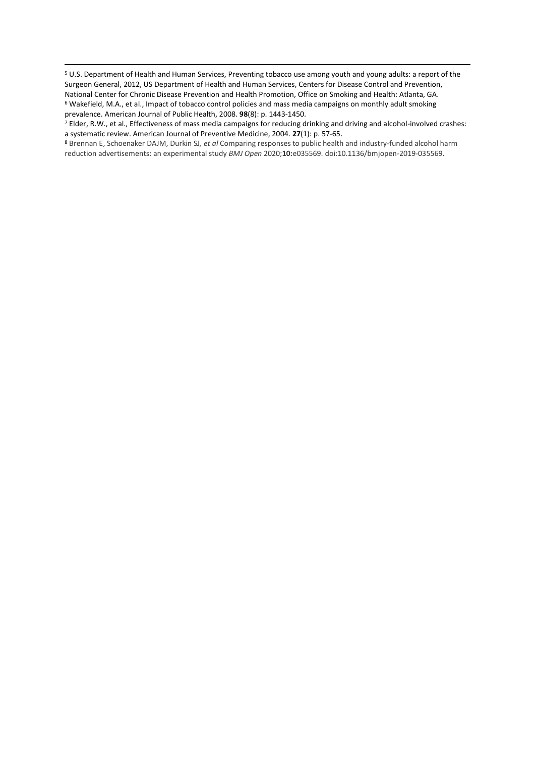[5] U.S. Department of Health and Human Services, Preventing tobacco use among youth and young adults: a report of the Surgeon General, 2012, US Department of Health and Human Services, Centers for Disease Control and Prevention, National Center for Chronic Disease Prevention and Health Promotion, Office on Smoking and Health: Atlanta, GA.

[6] Wakefield, M.A., et al., Impact of tobacco control policies and mass media campaigns on monthly adult smoking prevalence. American Journal of Public Health, 2008. **98**(8): p. 1443-1450.

[7] Elder, R.W., et al., Effectiveness of mass media campaigns for reducing drinking and driving and alcohol-involved crashes: a systematic review. American Journal of Preventive Medicine, 2004. **27**(1): p. 57-65.

[8] Brennan E, Schoenaker DAJM, Durkin SJ*, et al* Comparing responses to public health and industry-funded alcohol harm reduction advertisements: an experimental study *BMJ Open* 2020;**10:**e035569. doi:10.1136/bmjopen-2019-035569.